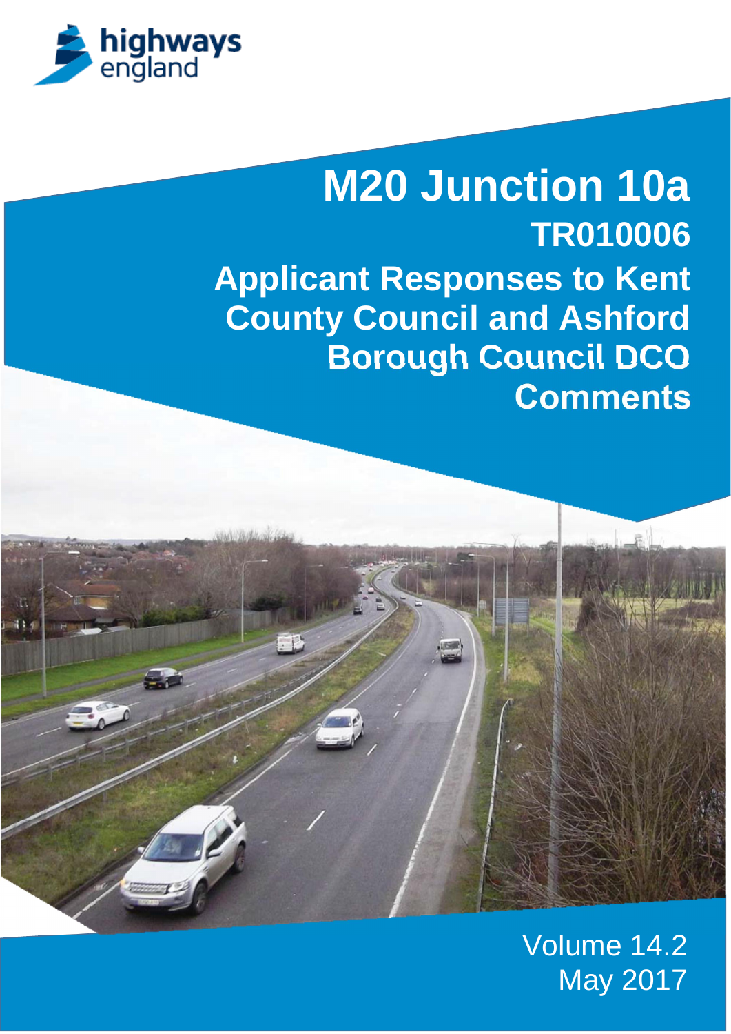highways england

# M20 Junction 10a

## TR010006

## Applicant Responses to Kent County Council and Ashford Borough Council DCO Comments

Volume 14.2

May 2017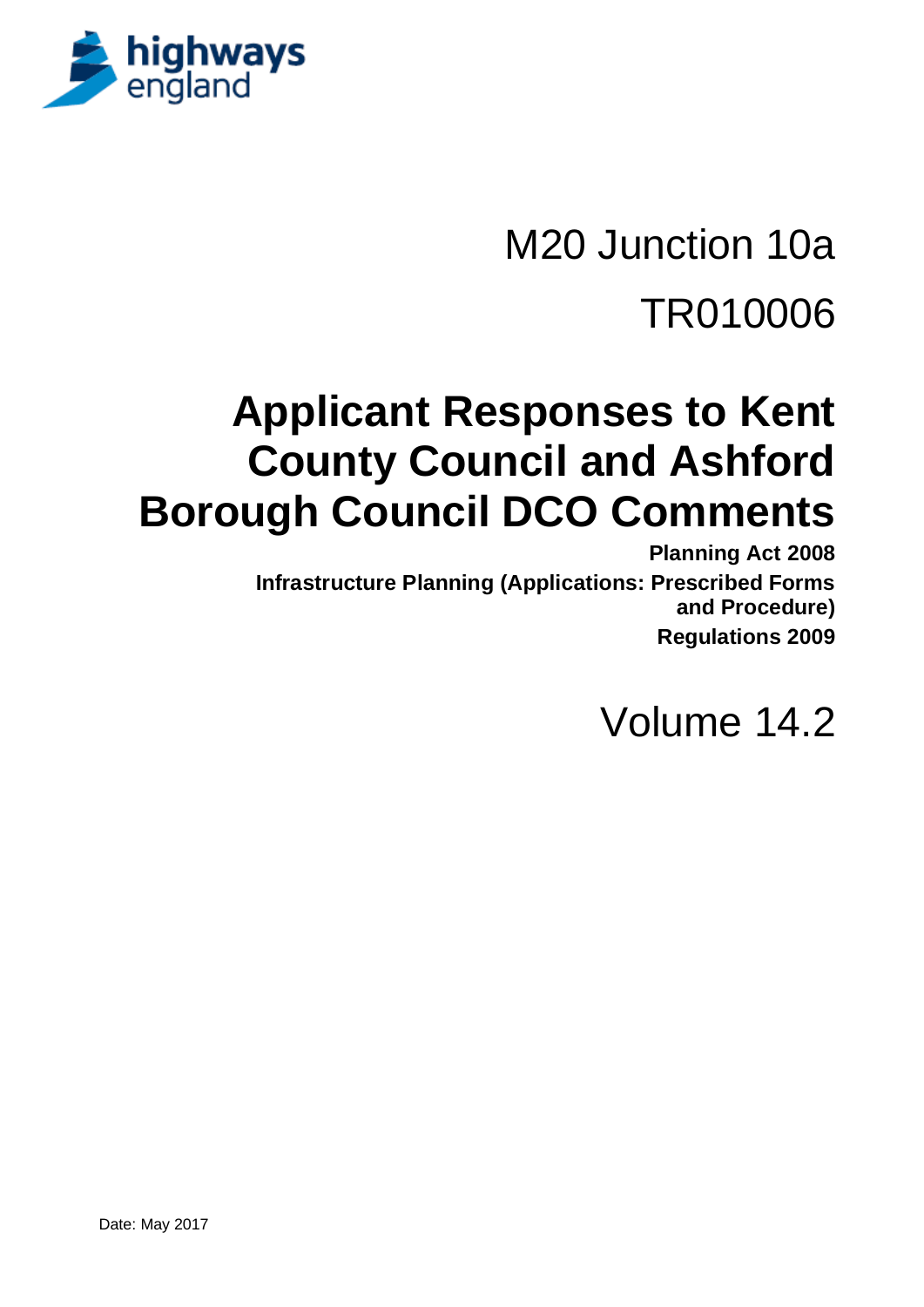highways england

M20 Junction 10a

TR010006

# Applicant Responses to Kent County Council and Ashford Borough Council DCO Comments

**Planning Act 2008**

**Infrastructure Planning (Applications: Prescribed Forms and Procedure) Regulations 2009**

Volume 14.2

Date: May 2017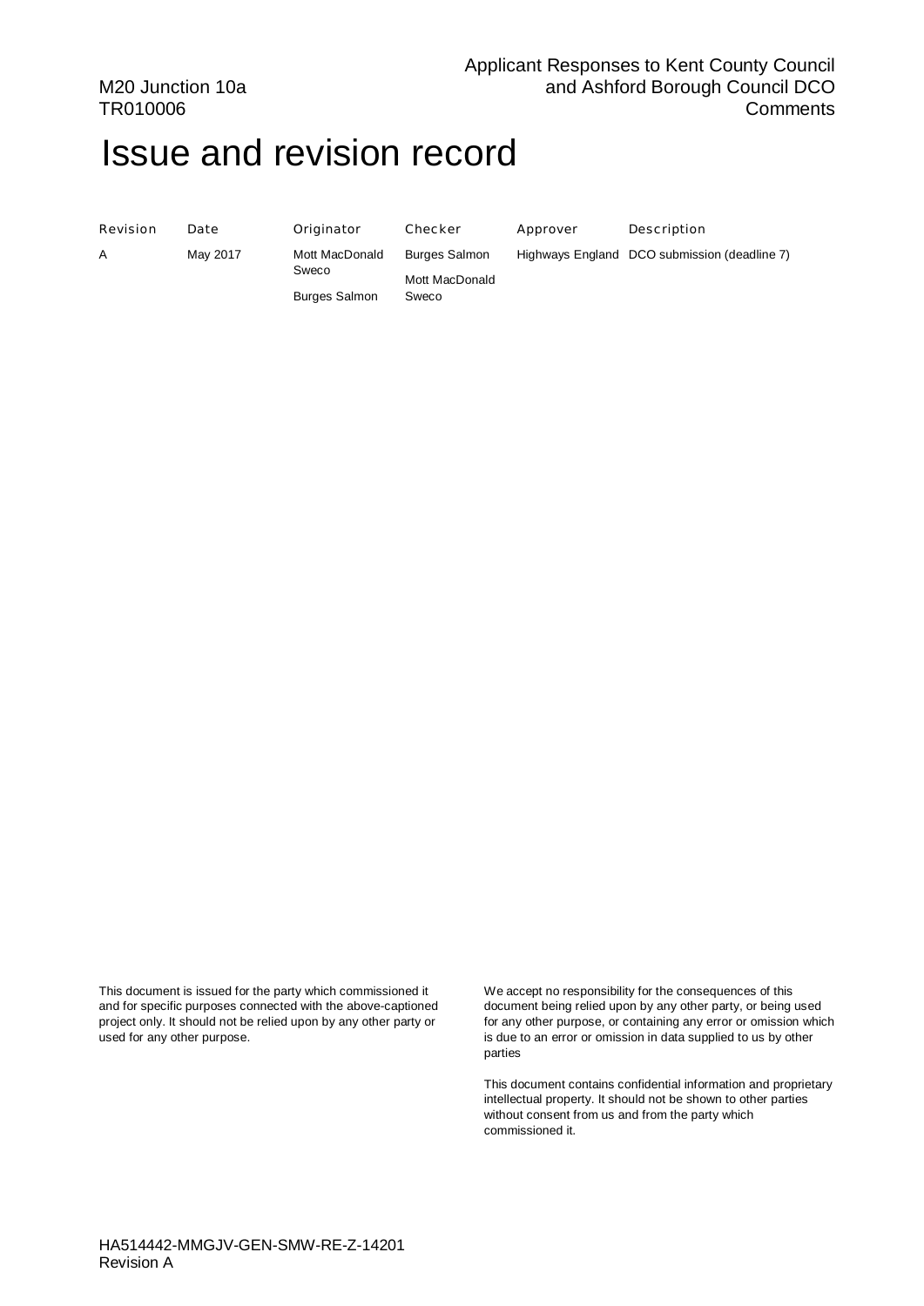# Issue and revision record

| Revision | Date | Originator | Checker | Approver | Description |
| --- | --- | --- | --- | --- | --- |
| A | May 2017 | Mott MacDonald Sweco<br>Burges Salmon | Burges Salmon<br>Mott MacDonald Sweco | Highways England | DCO submission (deadline 7) |

This document is issued for the party which commissioned it and for specific purposes connected with the above-captioned project only. It should not be relied upon by any other party or used for any other purpose.

We accept no responsibility for the consequences of this document being relied upon by any other party, or being used for any other purpose, or containing any error or omission which is due to an error or omission in data supplied to us by other parties

This document contains confidential information and proprietary intellectual property. It should not be shown to other parties without consent from us and from the party which commissioned it.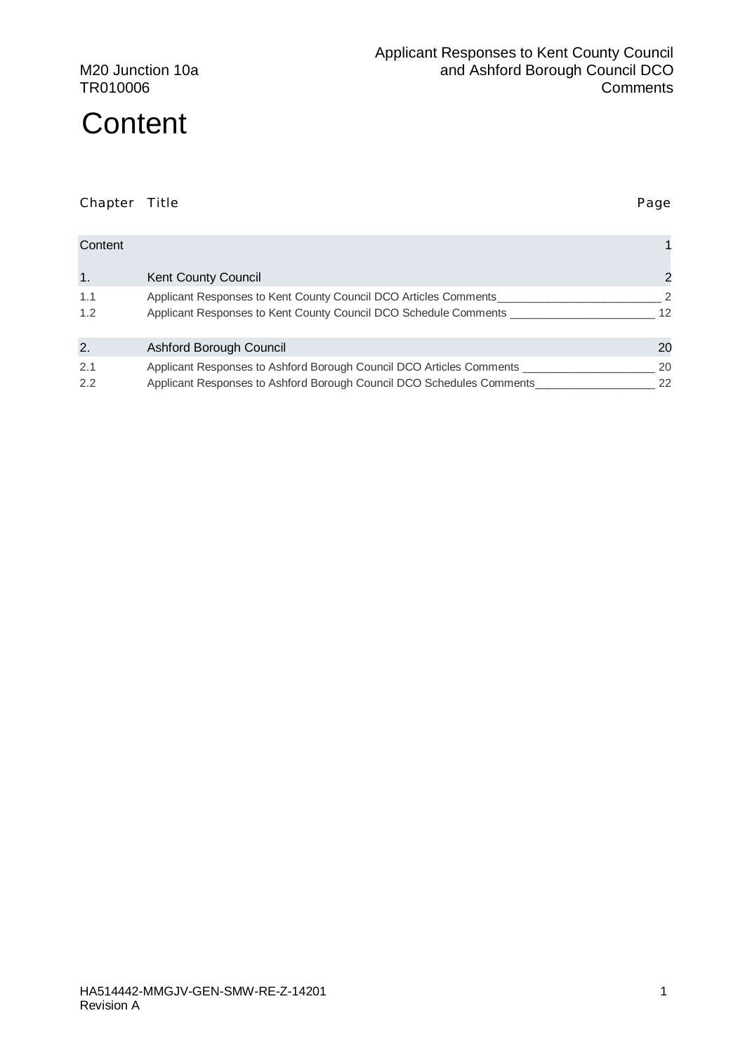# Content

| Chapter | Title | Page |
|---|---|---|
| Content | | 1 |
| 1. | Kent County Council | 2 |
| 1.1 | Applicant Responses to Kent County Council DCO Articles Comments | 2 |
| 1.2 | Applicant Responses to Kent County Council DCO Schedule Comments | 12 |
| 2. | Ashford Borough Council | 20 |
| 2.1 | Applicant Responses to Ashford Borough Council DCO Articles Comments | 20 |
| 2.2 | Applicant Responses to Ashford Borough Council DCO Schedules Comments | 22 |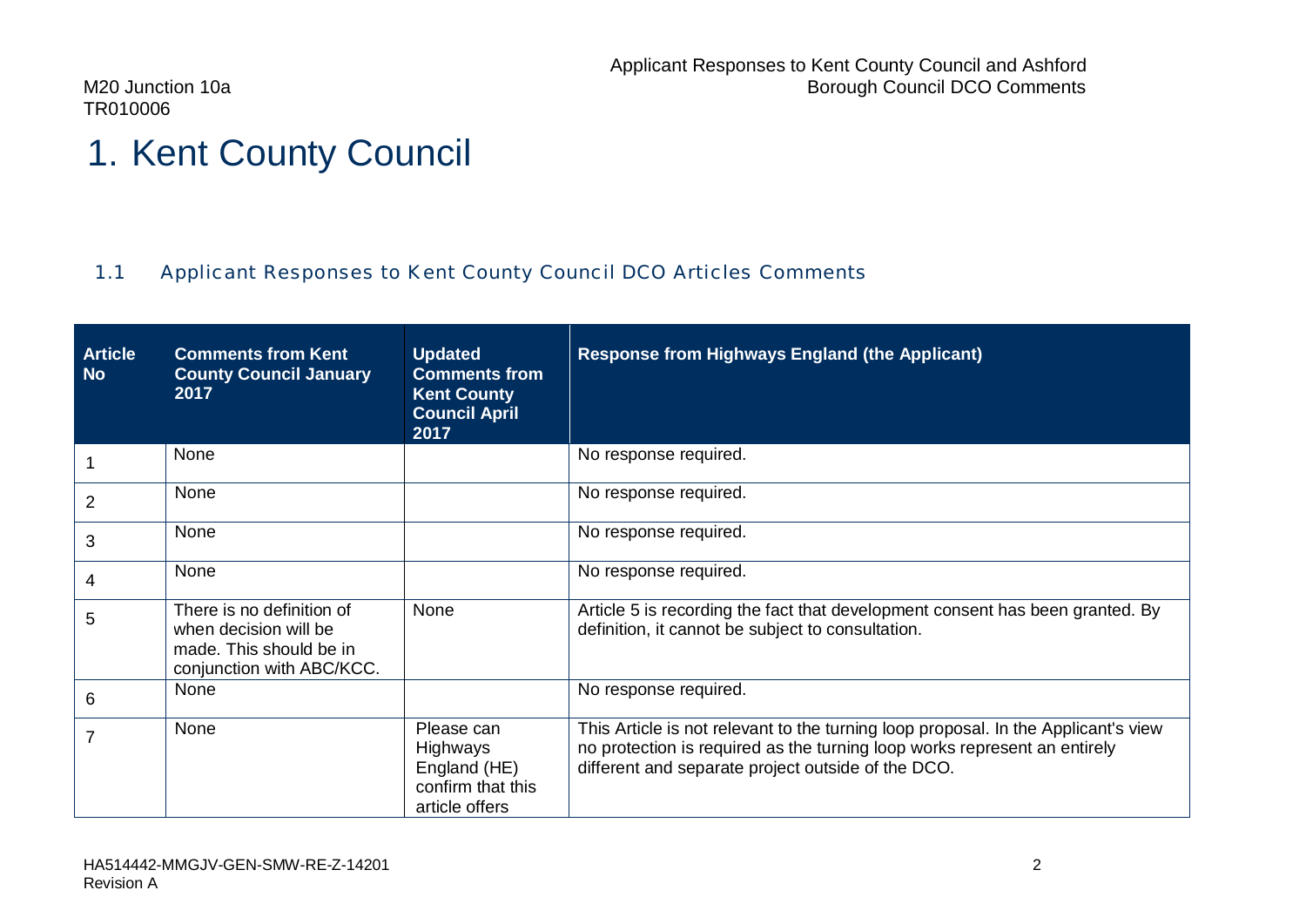# 1. Kent County Council

## 1.1 Applicant Responses to Kent County Council DCO Articles Comments

| Article No | Comments from Kent County Council January 2017 | Updated Comments from Kent County Council April 2017 | Response from Highways England (the Applicant) |
|---|---|---|---|
| 1 | None | | No response required. |
| 2 | None | | No response required. |
| 3 | None | | No response required. |
| 4 | None | | No response required. |
| 5 | There is no definition of when decision will be made. This should be in conjunction with ABC/KCC. | None | Article 5 is recording the fact that development consent has been granted. By definition, it cannot be subject to consultation. |
| 6 | None | | No response required. |
| 7 | None | Please can Highways England (HE) confirm that this article offers | This Article is not relevant to the turning loop proposal. In the Applicant's view no protection is required as the turning loop works represent an entirely different and separate project outside of the DCO. |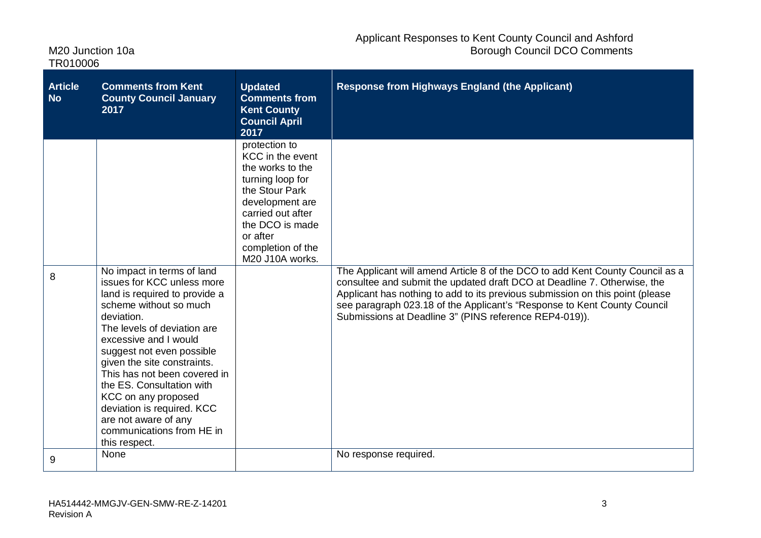| Article No | Comments from Kent County Council January 2017 | Updated Comments from Kent County Council April 2017 | Response from Highways England (the Applicant) |
|---|---|---|---|
| | | protection to KCC in the event the works to the turning loop for the Stour Park development are carried out after the DCO is made or after completion of the M20 J10A works. | |
| 8 | No impact in terms of land issues for KCC unless more land is required to provide a scheme without so much deviation.<br>The levels of deviation are excessive and I would suggest not even possible given the site constraints. This has not been covered in the ES. Consultation with KCC on any proposed deviation is required. KCC are not aware of any communications from HE in this respect. | | The Applicant will amend Article 8 of the DCO to add Kent County Council as a consultee and submit the updated draft DCO at Deadline 7. Otherwise, the Applicant has nothing to add to its previous submission on this point (please see paragraph 023.18 of the Applicant's "Response to Kent County Council Submissions at Deadline 3" (PINS reference REP4-019)). |
| 9 | None | | No response required. |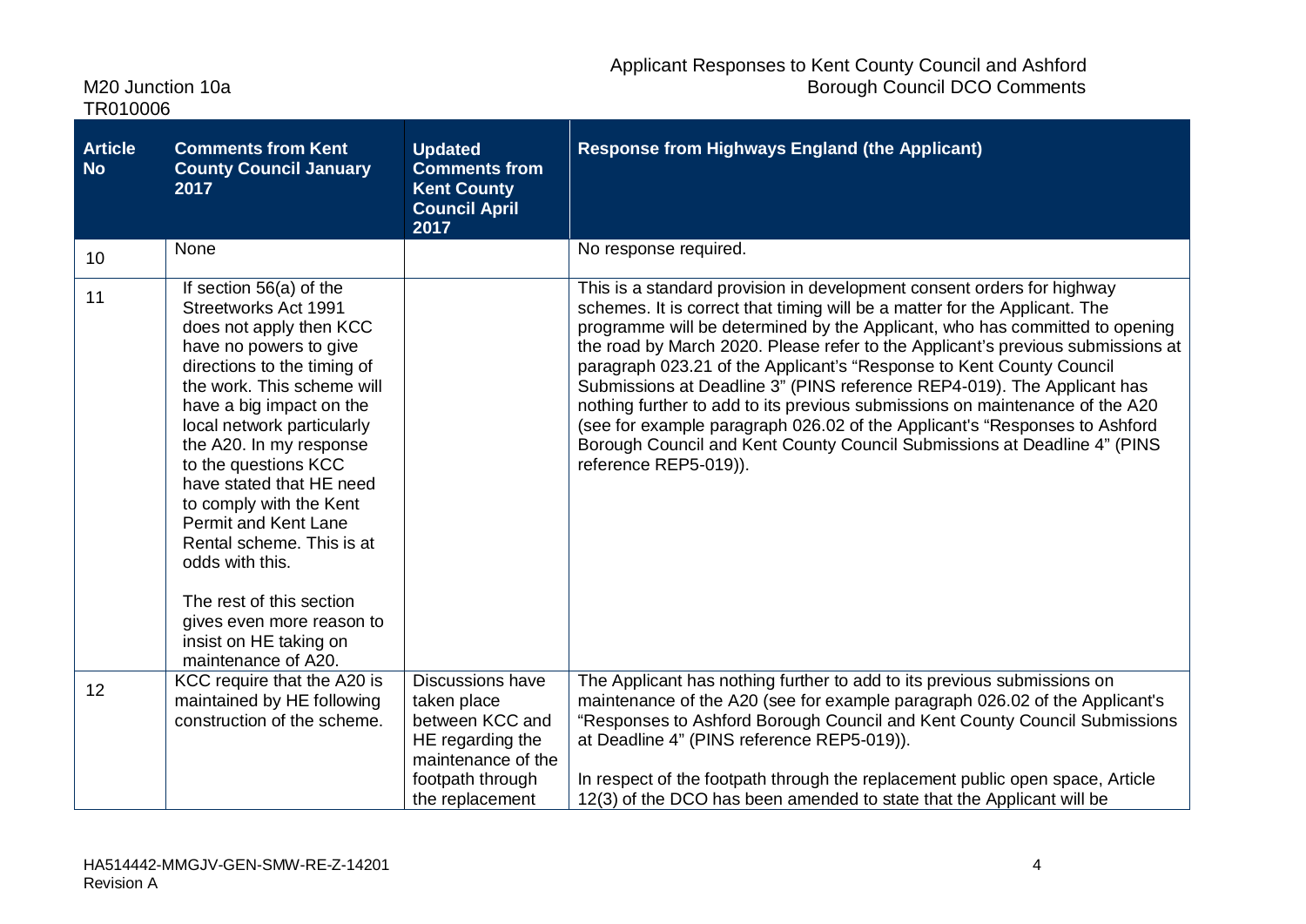| Article No | Comments from Kent County Council January 2017 | Updated Comments from Kent County Council April 2017 | Response from Highways England (the Applicant) |
|---|---|---|---|
| 10 | None | | No response required. |
| 11 | If section 56(a) of the Streetworks Act 1991 does not apply then KCC have no powers to give directions to the timing of the work. This scheme will have a big impact on the local network particularly the A20. In my response to the questions KCC have stated that HE need to comply with the Kent Permit and Kent Lane Rental scheme. This is at odds with this.<br><br>The rest of this section gives even more reason to insist on HE taking on maintenance of A20. | | This is a standard provision in development consent orders for highway schemes. It is correct that timing will be a matter for the Applicant. The programme will be determined by the Applicant, who has committed to opening the road by March 2020. Please refer to the Applicant's previous submissions at paragraph 023.21 of the Applicant's "Response to Kent County Council Submissions at Deadline 3" (PINS reference REP4-019). The Applicant has nothing further to add to its previous submissions on maintenance of the A20 (see for example paragraph 026.02 of the Applicant's "Responses to Ashford Borough Council and Kent County Council Submissions at Deadline 4" (PINS reference REP5-019)). |
| 12 | KCC require that the A20 is maintained by HE following construction of the scheme. | Discussions have taken place between KCC and HE regarding the maintenance of the footpath through the replacement | The Applicant has nothing further to add to its previous submissions on maintenance of the A20 (see for example paragraph 026.02 of the Applicant's "Responses to Ashford Borough Council and Kent County Council Submissions at Deadline 4" (PINS reference REP5-019)).<br><br>In respect of the footpath through the replacement public open space, Article 12(3) of the DCO has been amended to state that the Applicant will be |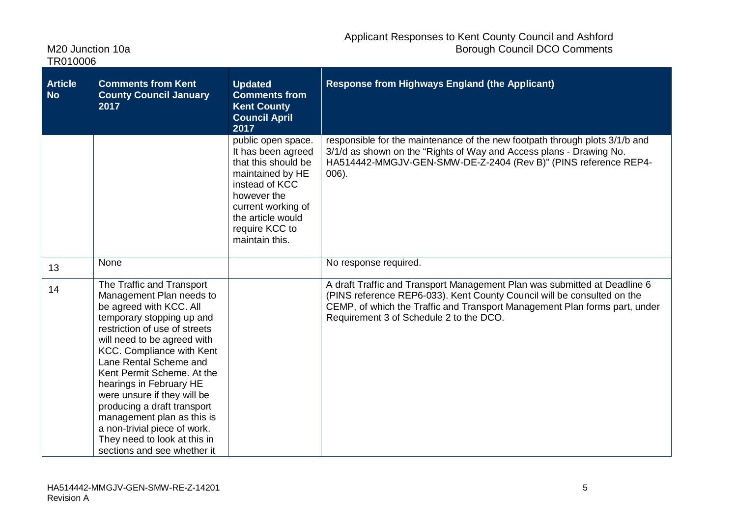| Article No | Comments from Kent County Council January 2017 | Updated Comments from Kent County Council April 2017 | Response from Highways England (the Applicant) |
|---|---|---|---|
| | | public open space. It has been agreed that this should be maintained by HE instead of KCC however the current working of the article would require KCC to maintain this. | responsible for the maintenance of the new footpath through plots 3/1/b and 3/1/d as shown on the "Rights of Way and Access plans - Drawing No. HA514442-MMGJV-GEN-SMW-DE-Z-2404 (Rev B)" (PINS reference REP4-006). |
| 13 | None | | No response required. |
| 14 | The Traffic and Transport Management Plan needs to be agreed with KCC. All temporary stopping up and restriction of use of streets will need to be agreed with KCC. Compliance with Kent Lane Rental Scheme and Kent Permit Scheme. At the hearings in February HE were unsure if they will be producing a draft transport management plan as this is a non-trivial piece of work. They need to look at this in sections and see whether it | | A draft Traffic and Transport Management Plan was submitted at Deadline 6 (PINS reference REP6-033). Kent County Council will be consulted on the CEMP, of which the Traffic and Transport Management Plan forms part, under Requirement 3 of Schedule 2 to the DCO. |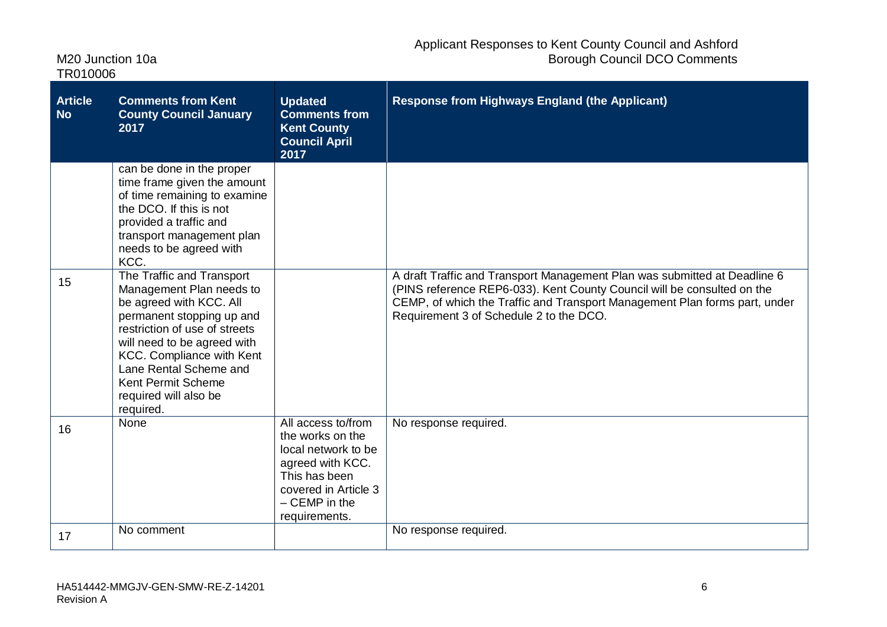| Article No | Comments from Kent County Council January 2017 | Updated Comments from Kent County Council April 2017 | Response from Highways England (the Applicant) |
|---|---|---|---|
| | can be done in the proper time frame given the amount of time remaining to examine the DCO. If this is not provided a traffic and transport management plan needs to be agreed with KCC. | | |
| 15 | The Traffic and Transport Management Plan needs to be agreed with KCC. All permanent stopping up and restriction of use of streets will need to be agreed with KCC. Compliance with Kent Lane Rental Scheme and Kent Permit Scheme required will also be required. | | A draft Traffic and Transport Management Plan was submitted at Deadline 6 (PINS reference REP6-033). Kent County Council will be consulted on the CEMP, of which the Traffic and Transport Management Plan forms part, under Requirement 3 of Schedule 2 to the DCO. |
| 16 | None | All access to/from the works on the local network to be agreed with KCC. This has been covered in Article 3 – CEMP in the requirements. | No response required. |
| 17 | No comment | | No response required. |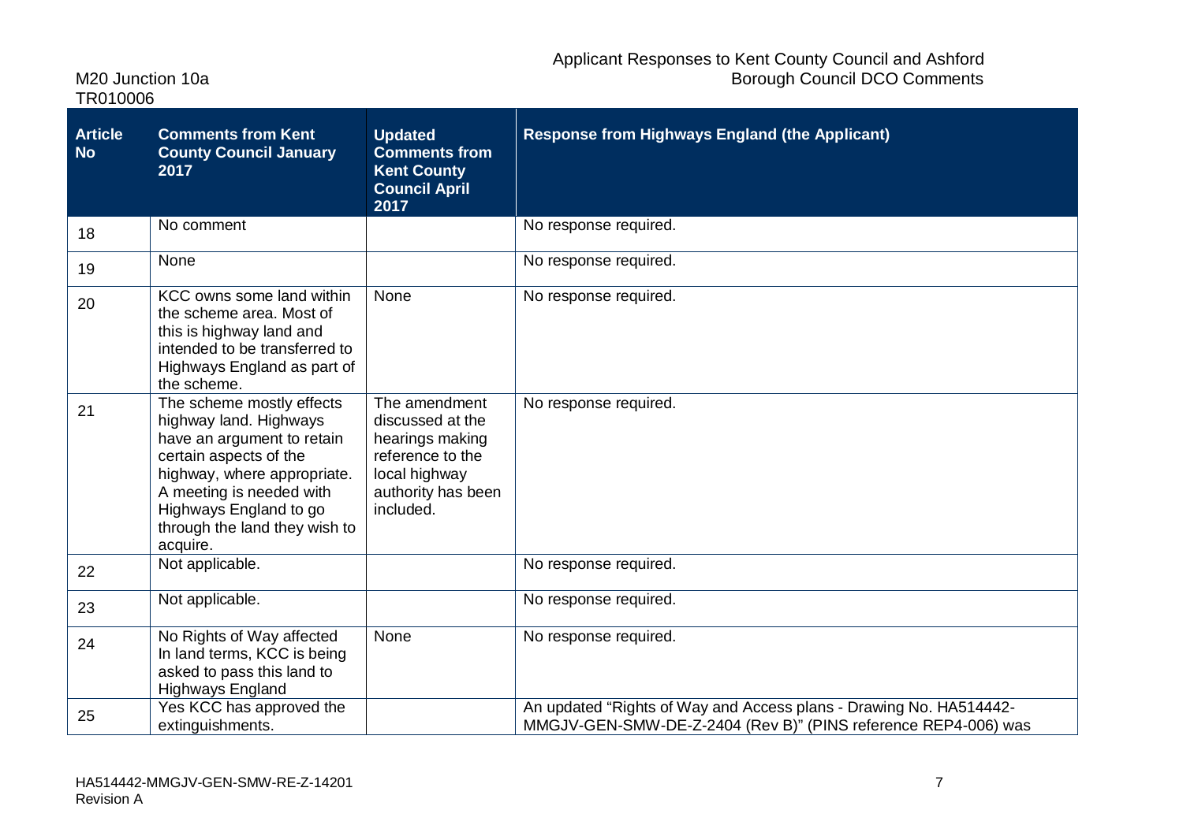| Article No | Comments from Kent County Council January 2017 | Updated Comments from Kent County Council April 2017 | Response from Highways England (the Applicant) |
|---|---|---|---|
| 18 | No comment | | No response required. |
| 19 | None | | No response required. |
| 20 | KCC owns some land within the scheme area. Most of this is highway land and intended to be transferred to Highways England as part of the scheme. | None | No response required. |
| 21 | The scheme mostly effects highway land. Highways have an argument to retain certain aspects of the highway, where appropriate. A meeting is needed with Highways England to go through the land they wish to acquire. | The amendment discussed at the hearings making reference to the local highway authority has been included. | No response required. |
| 22 | Not applicable. | | No response required. |
| 23 | Not applicable. | | No response required. |
| 24 | No Rights of Way affected In land terms, KCC is being asked to pass this land to Highways England | None | No response required. |
| 25 | Yes KCC has approved the extinguishments. | | An updated "Rights of Way and Access plans - Drawing No. HA514442-MMGJV-GEN-SMW-DE-Z-2404 (Rev B)" (PINS reference REP4-006) was |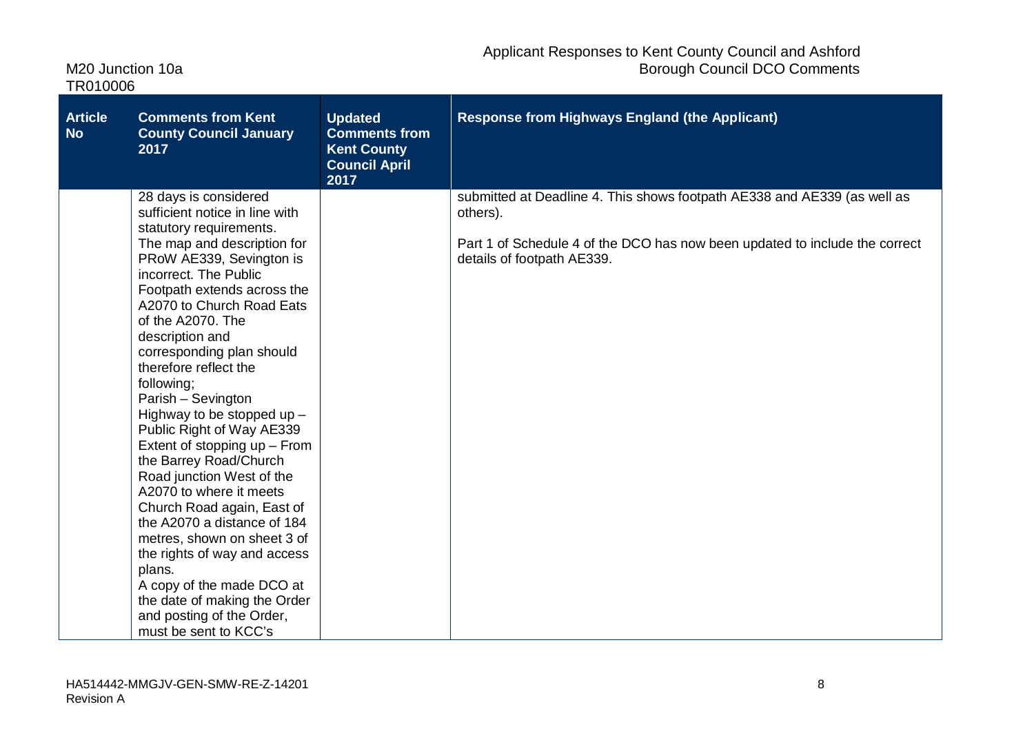| Article No | Comments from Kent County Council January 2017 | Updated Comments from Kent County Council April 2017 | Response from Highways England (the Applicant) |
|---|---|---|---|
| | 28 days is considered sufficient notice in line with statutory requirements.<br>The map and description for PRoW AE339, Sevington is incorrect. The Public Footpath extends across the A2070 to Church Road Eats of the A2070. The description and corresponding plan should therefore reflect the following;<br>Parish – Sevington<br>Highway to be stopped up – Public Right of Way AE339<br>Extent of stopping up – From the Barrey Road/Church Road junction West of the A2070 to where it meets Church Road again, East of the A2070 a distance of 184 metres, shown on sheet 3 of the rights of way and access plans.<br>A copy of the made DCO at the date of making the Order and posting of the Order, must be sent to KCC's | | submitted at Deadline 4. This shows footpath AE338 and AE339 (as well as others).<br><br>Part 1 of Schedule 4 of the DCO has now been updated to include the correct details of footpath AE339. |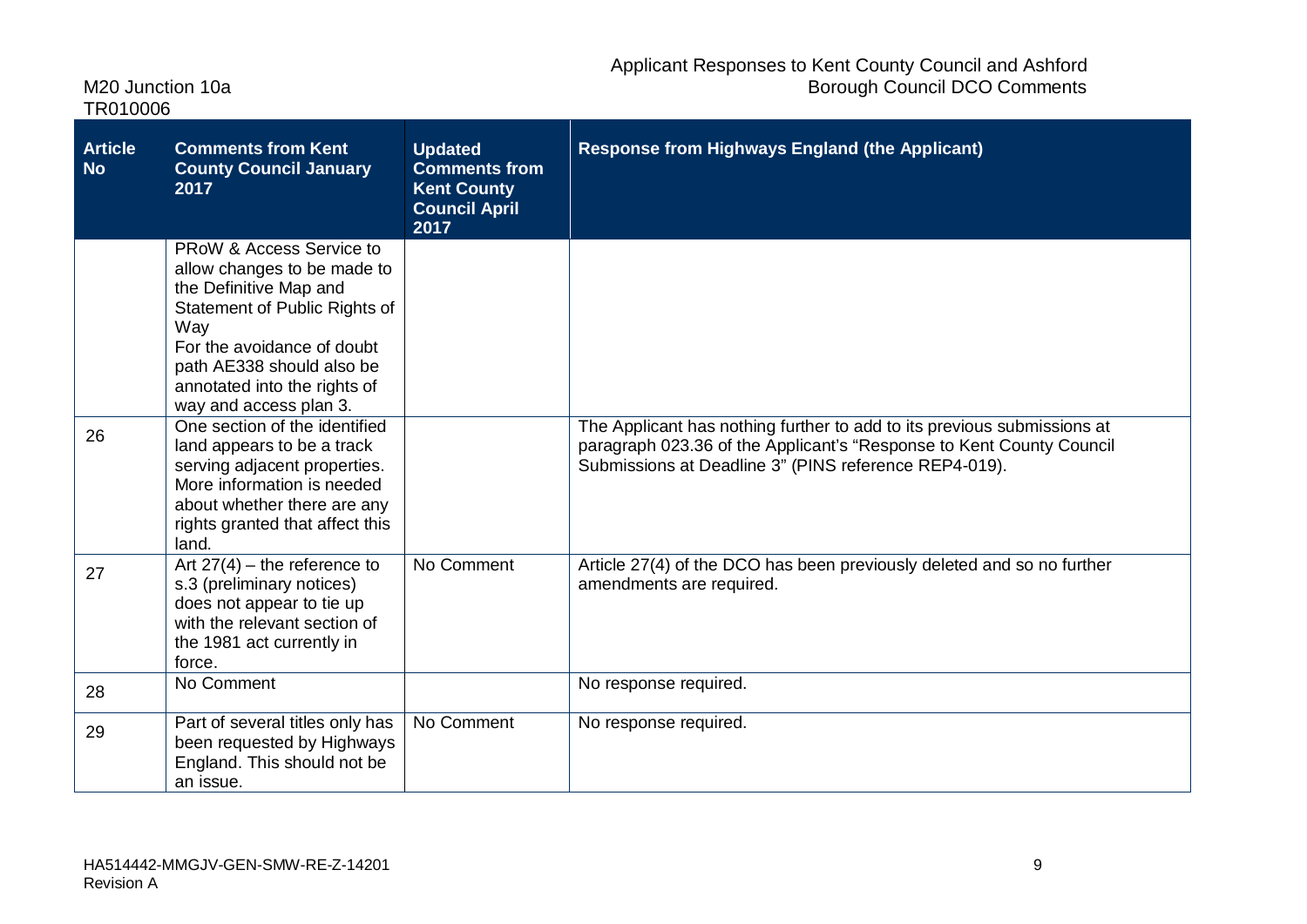| Article No | Comments from Kent County Council January 2017 | Updated Comments from Kent County Council April 2017 | Response from Highways England (the Applicant) |
|---|---|---|---|
| | PRoW & Access Service to allow changes to be made to the Definitive Map and Statement of Public Rights of Way<br>For the avoidance of doubt path AE338 should also be annotated into the rights of way and access plan 3. | | |
| 26 | One section of the identified land appears to be a track serving adjacent properties. More information is needed about whether there are any rights granted that affect this land. | | The Applicant has nothing further to add to its previous submissions at paragraph 023.36 of the Applicant's "Response to Kent County Council Submissions at Deadline 3" (PINS reference REP4-019). |
| 27 | Art 27(4) – the reference to s.3 (preliminary notices) does not appear to tie up with the relevant section of the 1981 act currently in force. | No Comment | Article 27(4) of the DCO has been previously deleted and so no further amendments are required. |
| 28 | No Comment | | No response required. |
| 29 | Part of several titles only has been requested by Highways England. This should not be an issue. | No Comment | No response required. |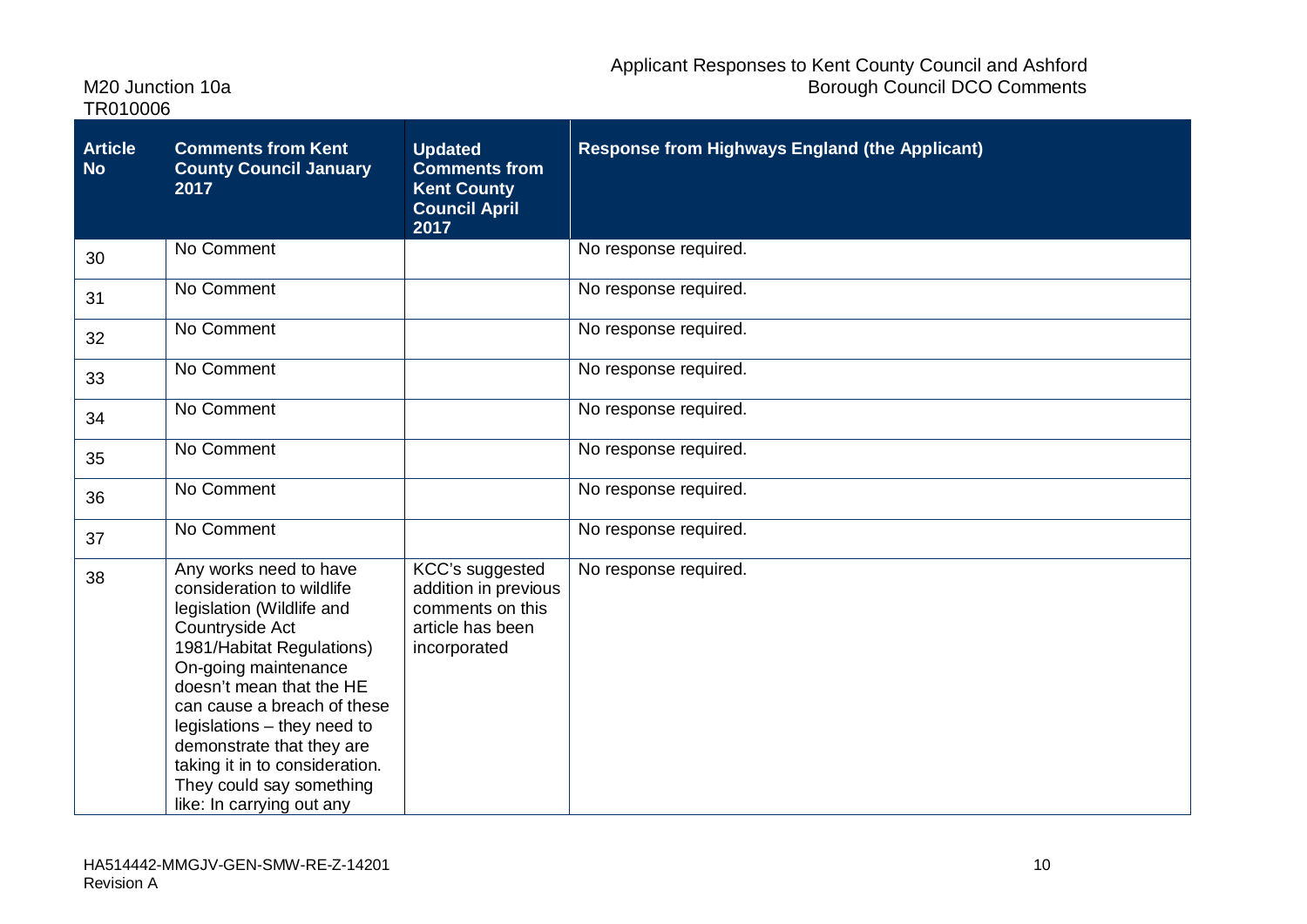| Article No | Comments from Kent County Council January 2017 | Updated Comments from Kent County Council April 2017 | Response from Highways England (the Applicant) |
|---|---|---|---|
| 30 | No Comment | | No response required. |
| 31 | No Comment | | No response required. |
| 32 | No Comment | | No response required. |
| 33 | No Comment | | No response required. |
| 34 | No Comment | | No response required. |
| 35 | No Comment | | No response required. |
| 36 | No Comment | | No response required. |
| 37 | No Comment | | No response required. |
| 38 | Any works need to have consideration to wildlife legislation (Wildlife and Countryside Act 1981/Habitat Regulations) On-going maintenance doesn't mean that the HE can cause a breach of these legislations – they need to demonstrate that they are taking it in to consideration. They could say something like: In carrying out any | KCC's suggested addition in previous comments on this article has been incorporated | No response required. |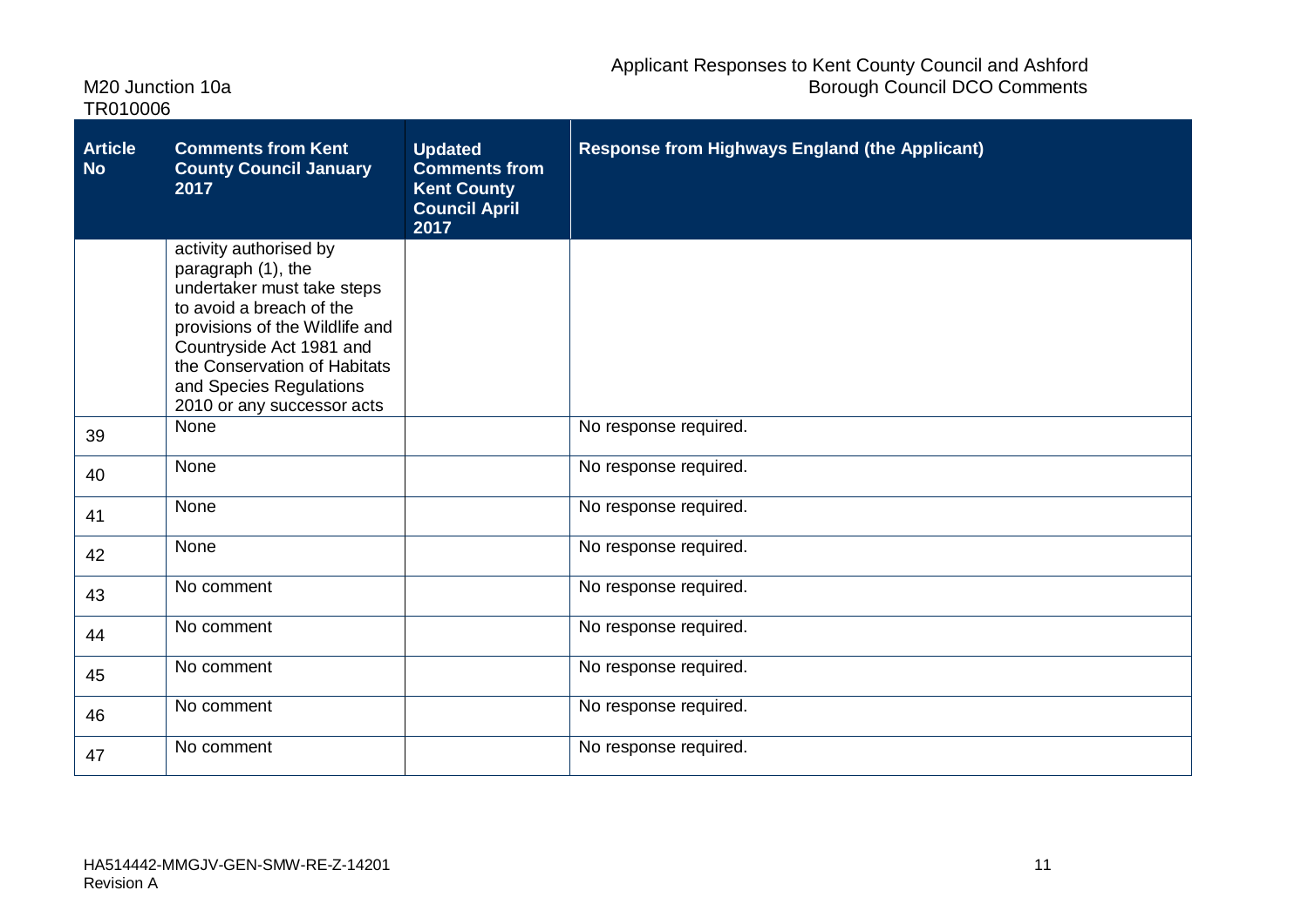| Article No | Comments from Kent County Council January 2017 | Updated Comments from Kent County Council April 2017 | Response from Highways England (the Applicant) |
| --- | --- | --- | --- |
| | activity authorised by paragraph (1), the undertaker must take steps to avoid a breach of the provisions of the Wildlife and Countryside Act 1981 and the Conservation of Habitats and Species Regulations 2010 or any successor acts | | |
| 39 | None | | No response required. |
| 40 | None | | No response required. |
| 41 | None | | No response required. |
| 42 | None | | No response required. |
| 43 | No comment | | No response required. |
| 44 | No comment | | No response required. |
| 45 | No comment | | No response required. |
| 46 | No comment | | No response required. |
| 47 | No comment | | No response required. |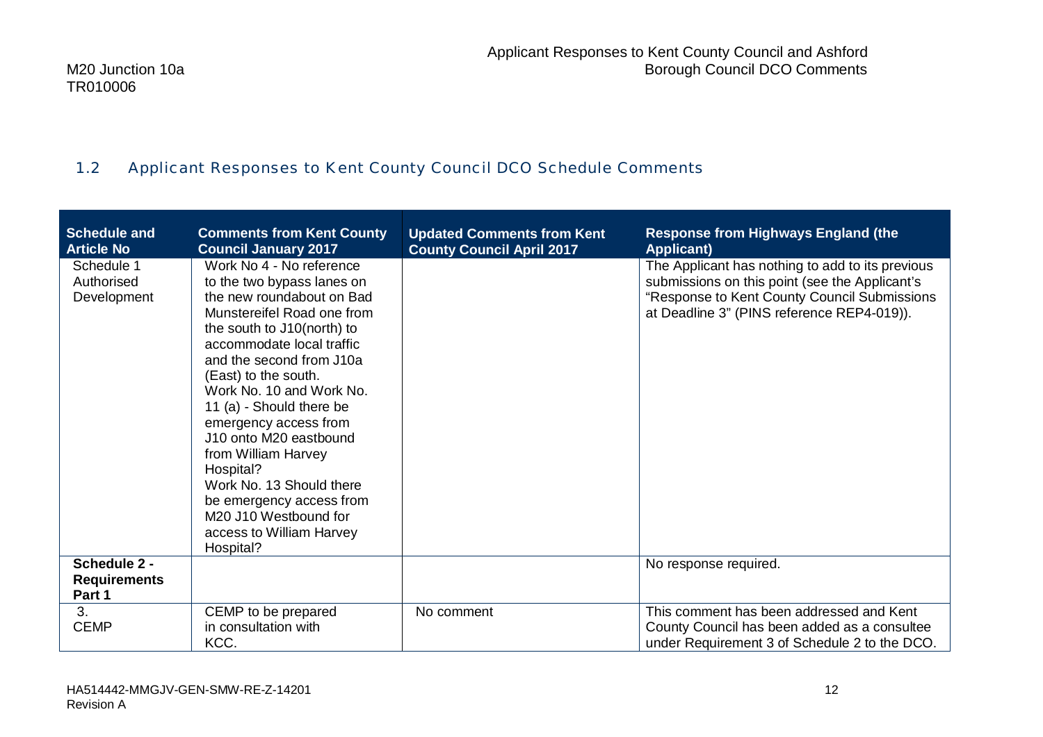## 1.2 Applicant Responses to Kent County Council DCO Schedule Comments

| Schedule and Article No | Comments from Kent County Council January 2017 | Updated Comments from Kent County Council April 2017 | Response from Highways England (the Applicant) |
|---|---|---|---|
| Schedule 1 Authorised Development | Work No 4 - No reference to the two bypass lanes on the new roundabout on Bad Munstereifel Road one from the south to J10(north) to accommodate local traffic and the second from J10a (East) to the south.<br>Work No. 10 and Work No. 11 (a) - Should there be emergency access from J10 onto M20 eastbound from William Harvey Hospital?<br>Work No. 13 Should there be emergency access from M20 J10 Westbound for access to William Harvey Hospital? | | The Applicant has nothing to add to its previous submissions on this point (see the Applicant's "Response to Kent County Council Submissions at Deadline 3" (PINS reference REP4-019)). |
| **Schedule 2 - Requirements Part 1** | | | No response required. |
| 3. CEMP | CEMP to be prepared in consultation with KCC. | No comment | This comment has been addressed and Kent County Council has been added as a consultee under Requirement 3 of Schedule 2 to the DCO. |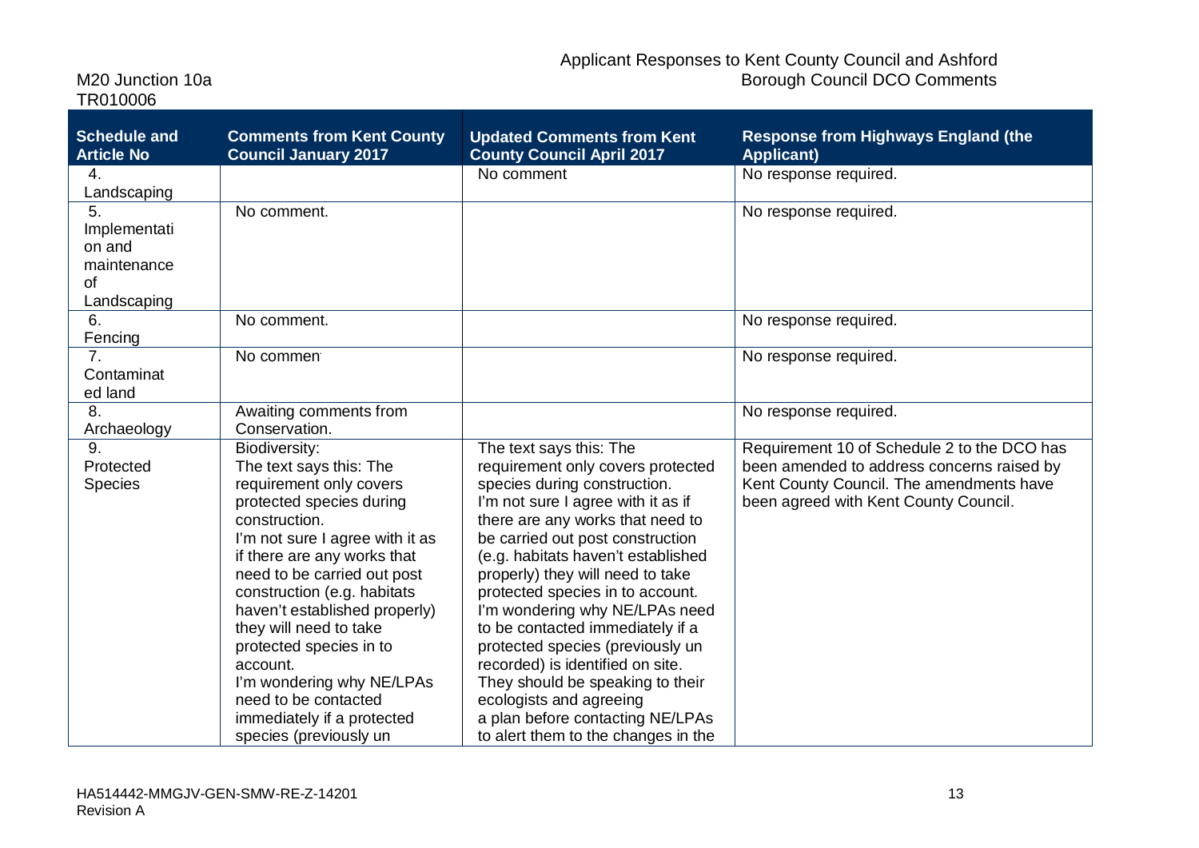| Schedule and Article No | Comments from Kent County Council January 2017 | Updated Comments from Kent County Council April 2017 | Response from Highways England (the Applicant) |
|---|---|---|---|
| 4. Landscaping | | No comment | No response required. |
| 5. Implementation and maintenance of Landscaping | No comment. | | No response required. |
| 6. Fencing | No comment. | | No response required. |
| 7. Contaminated land | No commen | | No response required. |
| 8. Archaeology | Awaiting comments from Conservation. | | No response required. |
| 9. Protected Species | Biodiversity: The text says this: The requirement only covers protected species during construction. I'm not sure I agree with it as if there are any works that need to be carried out post construction (e.g. habitats haven't established properly) they will need to take protected species in to account. I'm wondering why NE/LPAs need to be contacted immediately if a protected species (previously un | The text says this: The requirement only covers protected species during construction. I'm not sure I agree with it as if there are any works that need to be carried out post construction (e.g. habitats haven't established properly) they will need to take protected species in to account. I'm wondering why NE/LPAs need to be contacted immediately if a protected species (previously un recorded) is identified on site. They should be speaking to their ecologists and agreeing a plan before contacting NE/LPAs to alert them to the changes in the | Requirement 10 of Schedule 2 to the DCO has been amended to address concerns raised by Kent County Council. The amendments have been agreed with Kent County Council. |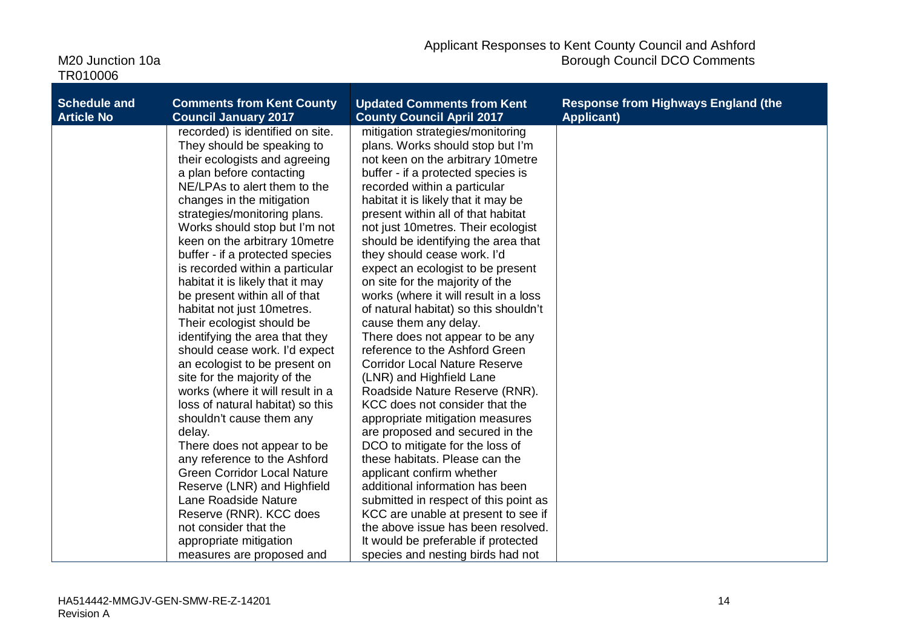| Schedule and Article No | Comments from Kent County Council January 2017 | Updated Comments from Kent County Council April 2017 | Response from Highways England (the Applicant) |
|---|---|---|---|
| | recorded) is identified on site. They should be speaking to their ecologists and agreeing a plan before contacting NE/LPAs to alert them to the changes in the mitigation strategies/monitoring plans. Works should stop but I'm not keen on the arbitrary 10metre buffer - if a protected species is recorded within a particular habitat it is likely that it may be present within all of that habitat not just 10metres. Their ecologist should be identifying the area that they should cease work. I'd expect an ecologist to be present on site for the majority of the works (where it will result in a loss of natural habitat) so this shouldn't cause them any delay. There does not appear to be any reference to the Ashford Green Corridor Local Nature Reserve (LNR) and Highfield Lane Roadside Nature Reserve (RNR). KCC does not consider that the appropriate mitigation measures are proposed and | mitigation strategies/monitoring plans. Works should stop but I'm not keen on the arbitrary 10metre buffer - if a protected species is recorded within a particular habitat it is likely that it may be present within all of that habitat not just 10metres. Their ecologist should be identifying the area that they should cease work. I'd expect an ecologist to be present on site for the majority of the works (where it will result in a loss of natural habitat) so this shouldn't cause them any delay. There does not appear to be any reference to the Ashford Green Corridor Local Nature Reserve (LNR) and Highfield Lane Roadside Nature Reserve (RNR). KCC does not consider that the appropriate mitigation measures are proposed and secured in the DCO to mitigate for the loss of these habitats. Please can the applicant confirm whether additional information has been submitted in respect of this point as KCC are unable at present to see if the above issue has been resolved. It would be preferable if protected species and nesting birds had not | |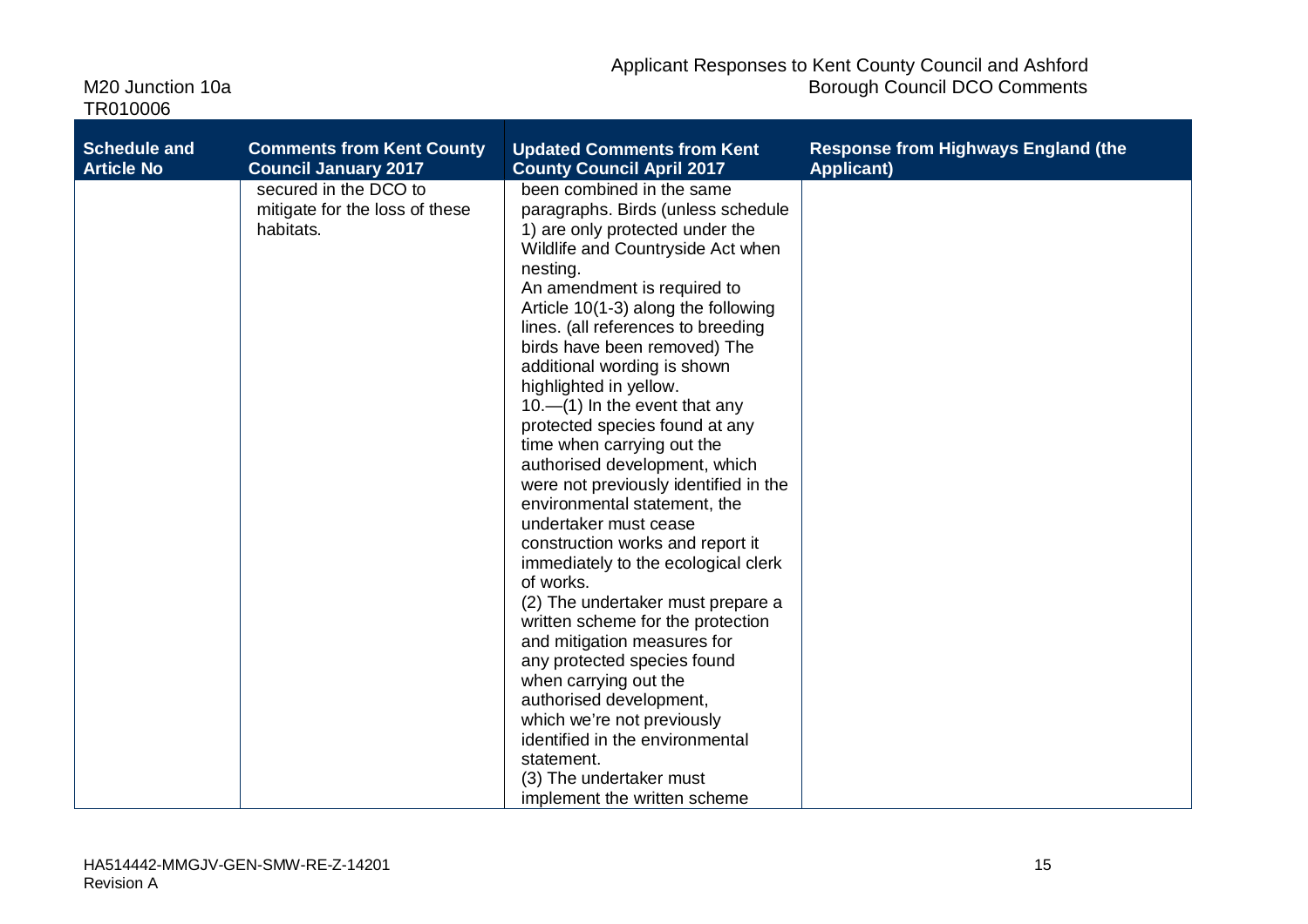| Schedule and Article No | Comments from Kent County Council January 2017 | Updated Comments from Kent County Council April 2017 | Response from Highways England (the Applicant) |
|---|---|---|---|
| | secured in the DCO to mitigate for the loss of these habitats. | been combined in the same paragraphs. Birds (unless schedule 1) are only protected under the Wildlife and Countryside Act when nesting.<br>An amendment is required to Article 10(1-3) along the following lines. (all references to breeding birds have been removed) The additional wording is shown highlighted in yellow.<br>10.—(1) In the event that any protected species found at any time when carrying out the authorised development, which were not previously identified in the environmental statement, the undertaker must cease construction works and report it immediately to the ecological clerk of works.<br>(2) The undertaker must prepare a written scheme for the protection and mitigation measures for any protected species found when carrying out the authorised development, which we're not previously identified in the environmental statement.<br>(3) The undertaker must implement the written scheme | |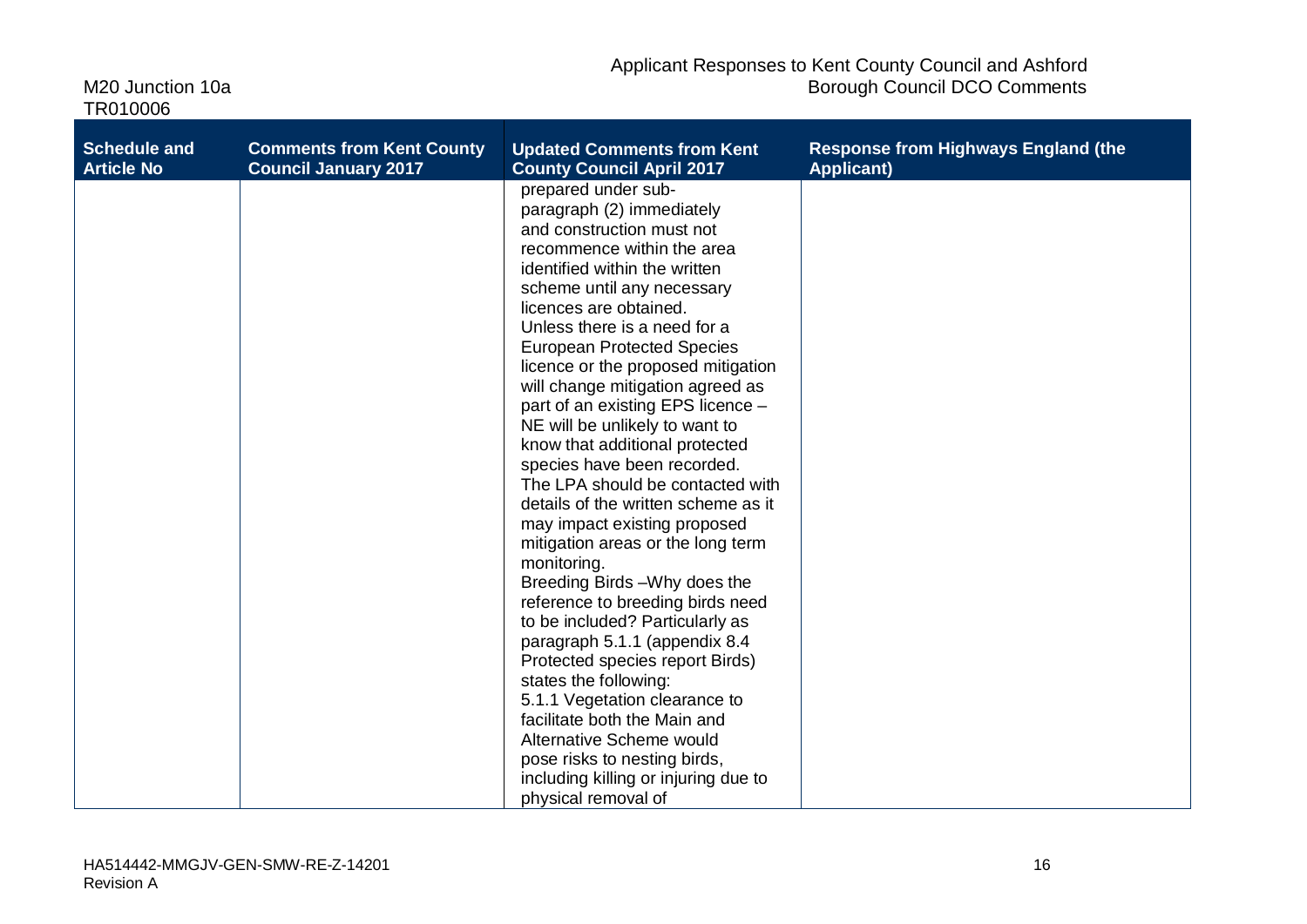| Schedule and Article No | Comments from Kent County Council January 2017 | Updated Comments from Kent County Council April 2017 | Response from Highways England (the Applicant) |
| --- | --- | --- | --- |
| | | prepared under sub-paragraph (2) immediately and construction must not recommence within the area identified within the written scheme until any necessary licences are obtained.<br>Unless there is a need for a European Protected Species licence or the proposed mitigation will change mitigation agreed as part of an existing EPS licence – NE will be unlikely to want to know that additional protected species have been recorded.<br>The LPA should be contacted with details of the written scheme as it may impact existing proposed mitigation areas or the long term monitoring.<br>Breeding Birds –Why does the reference to breeding birds need to be included? Particularly as paragraph 5.1.1 (appendix 8.4 Protected species report Birds) states the following:<br>5.1.1 Vegetation clearance to facilitate both the Main and Alternative Scheme would pose risks to nesting birds, including killing or injuring due to physical removal of | |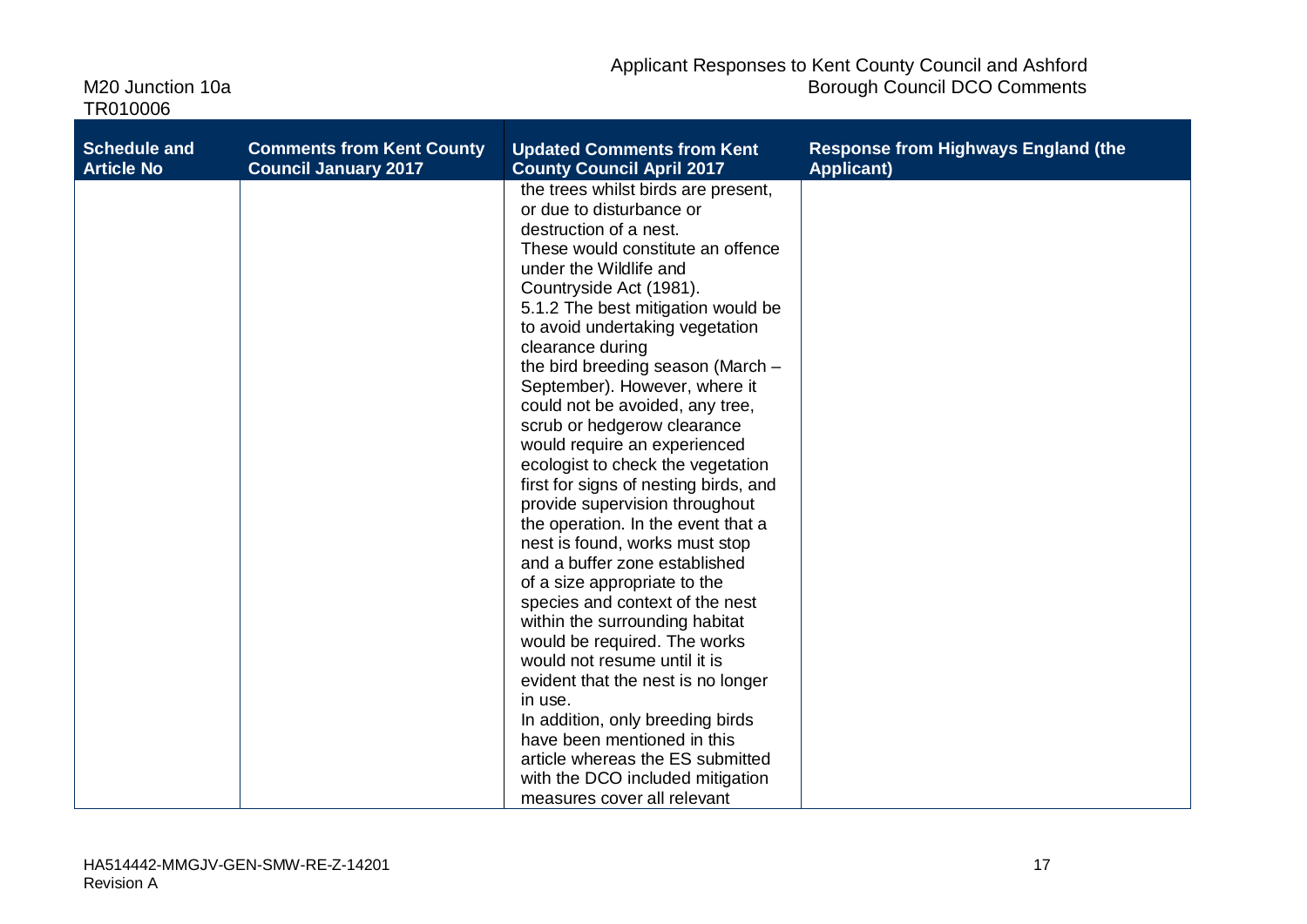| Schedule and Article No | Comments from Kent County Council January 2017 | Updated Comments from Kent County Council April 2017 | Response from Highways England (the Applicant) |
|---|---|---|---|
| | | the trees whilst birds are present, or due to disturbance or destruction of a nest. These would constitute an offence under the Wildlife and Countryside Act (1981). 5.1.2 The best mitigation would be to avoid undertaking vegetation clearance during the bird breeding season (March – September). However, where it could not be avoided, any tree, scrub or hedgerow clearance would require an experienced ecologist to check the vegetation first for signs of nesting birds, and provide supervision throughout the operation. In the event that a nest is found, works must stop and a buffer zone established of a size appropriate to the species and context of the nest within the surrounding habitat would be required. The works would not resume until it is evident that the nest is no longer in use. In addition, only breeding birds have been mentioned in this article whereas the ES submitted with the DCO included mitigation measures cover all relevant | |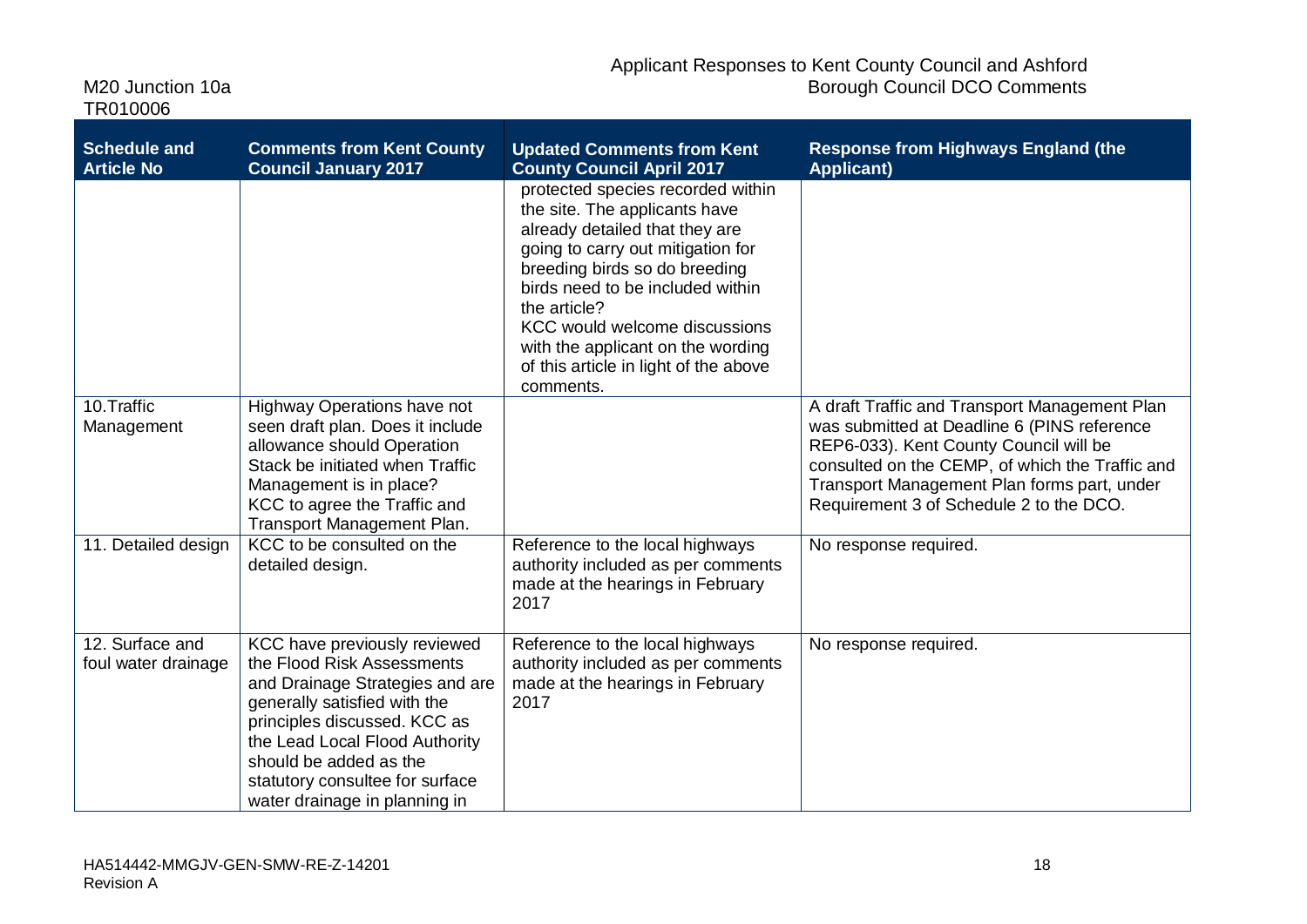| Schedule and Article No | Comments from Kent County Council January 2017 | Updated Comments from Kent County Council April 2017 | Response from Highways England (the Applicant) |
|---|---|---|---|
| | | protected species recorded within the site. The applicants have already detailed that they are going to carry out mitigation for breeding birds so do breeding birds need to be included within the article? KCC would welcome discussions with the applicant on the wording of this article in light of the above comments. | |
| 10.Traffic Management | Highway Operations have not seen draft plan. Does it include allowance should Operation Stack be initiated when Traffic Management is in place? KCC to agree the Traffic and Transport Management Plan. | | A draft Traffic and Transport Management Plan was submitted at Deadline 6 (PINS reference REP6-033). Kent County Council will be consulted on the CEMP, of which the Traffic and Transport Management Plan forms part, under Requirement 3 of Schedule 2 to the DCO. |
| 11. Detailed design | KCC to be consulted on the detailed design. | Reference to the local highways authority included as per comments made at the hearings in February 2017 | No response required. |
| 12. Surface and foul water drainage | KCC have previously reviewed the Flood Risk Assessments and Drainage Strategies and are generally satisfied with the principles discussed. KCC as the Lead Local Flood Authority should be added as the statutory consultee for surface water drainage in planning in | Reference to the local highways authority included as per comments made at the hearings in February 2017 | No response required. |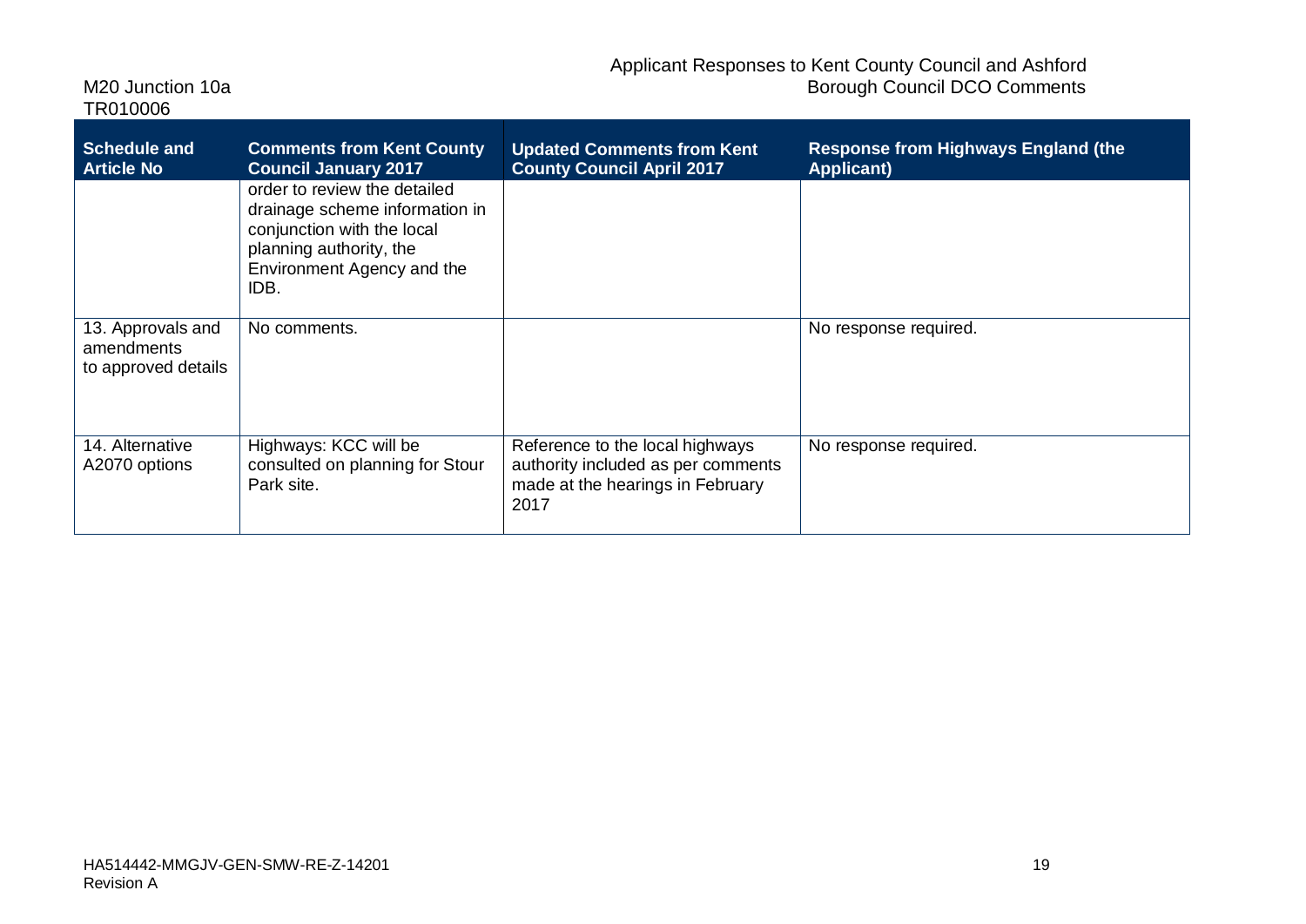| Schedule and Article No | Comments from Kent County Council January 2017 | Updated Comments from Kent County Council April 2017 | Response from Highways England (the Applicant) |
|---|---|---|---|
| | order to review the detailed drainage scheme information in conjunction with the local planning authority, the Environment Agency and the IDB. | | |
| 13. Approvals and amendments to approved details | No comments. | | No response required. |
| 14. Alternative A2070 options | Highways: KCC will be consulted on planning for Stour Park site. | Reference to the local highways authority included as per comments made at the hearings in February 2017 | No response required. |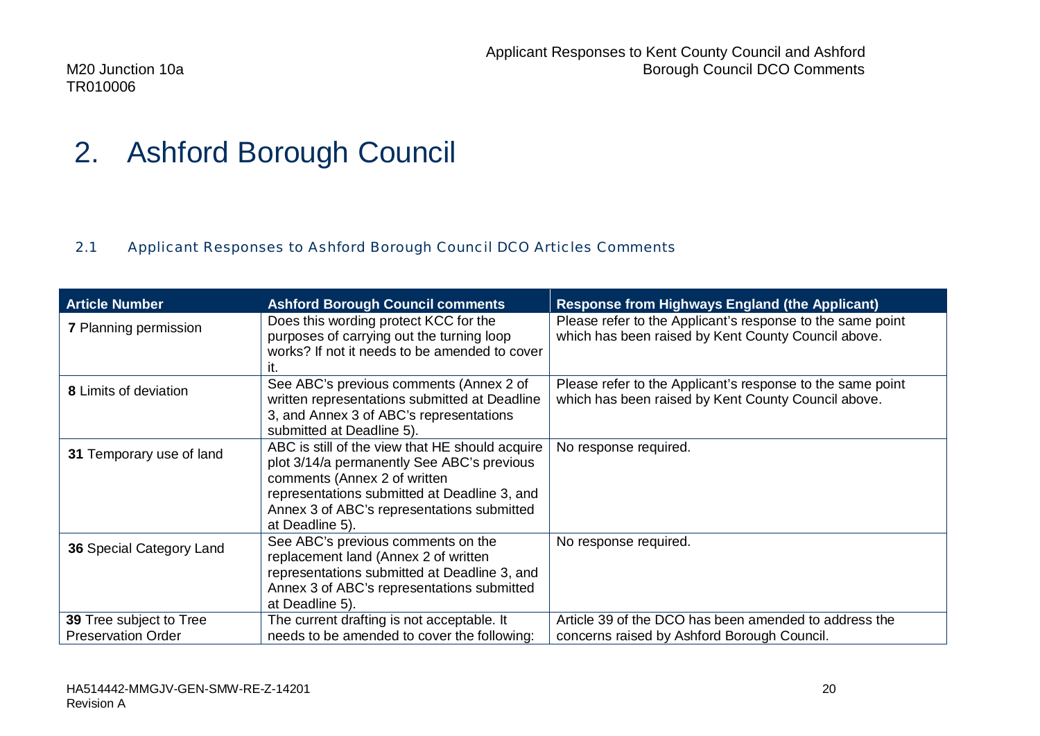# 2. Ashford Borough Council

### 2.1 Applicant Responses to Ashford Borough Council DCO Articles Comments

| Article Number | Ashford Borough Council comments | Response from Highways England (the Applicant) |
|---|---|---|
| **7** Planning permission | Does this wording protect KCC for the purposes of carrying out the turning loop works? If not it needs to be amended to cover it. | Please refer to the Applicant's response to the same point which has been raised by Kent County Council above. |
| **8** Limits of deviation | See ABC's previous comments (Annex 2 of written representations submitted at Deadline 3, and Annex 3 of ABC's representations submitted at Deadline 5). | Please refer to the Applicant's response to the same point which has been raised by Kent County Council above. |
| **31** Temporary use of land | ABC is still of the view that HE should acquire plot 3/14/a permanently See ABC's previous comments (Annex 2 of written representations submitted at Deadline 3, and Annex 3 of ABC's representations submitted at Deadline 5). | No response required. |
| **36** Special Category Land | See ABC's previous comments on the replacement land (Annex 2 of written representations submitted at Deadline 3, and Annex 3 of ABC's representations submitted at Deadline 5). | No response required. |
| **39** Tree subject to Tree Preservation Order | The current drafting is not acceptable. It needs to be amended to cover the following: | Article 39 of the DCO has been amended to address the concerns raised by Ashford Borough Council. |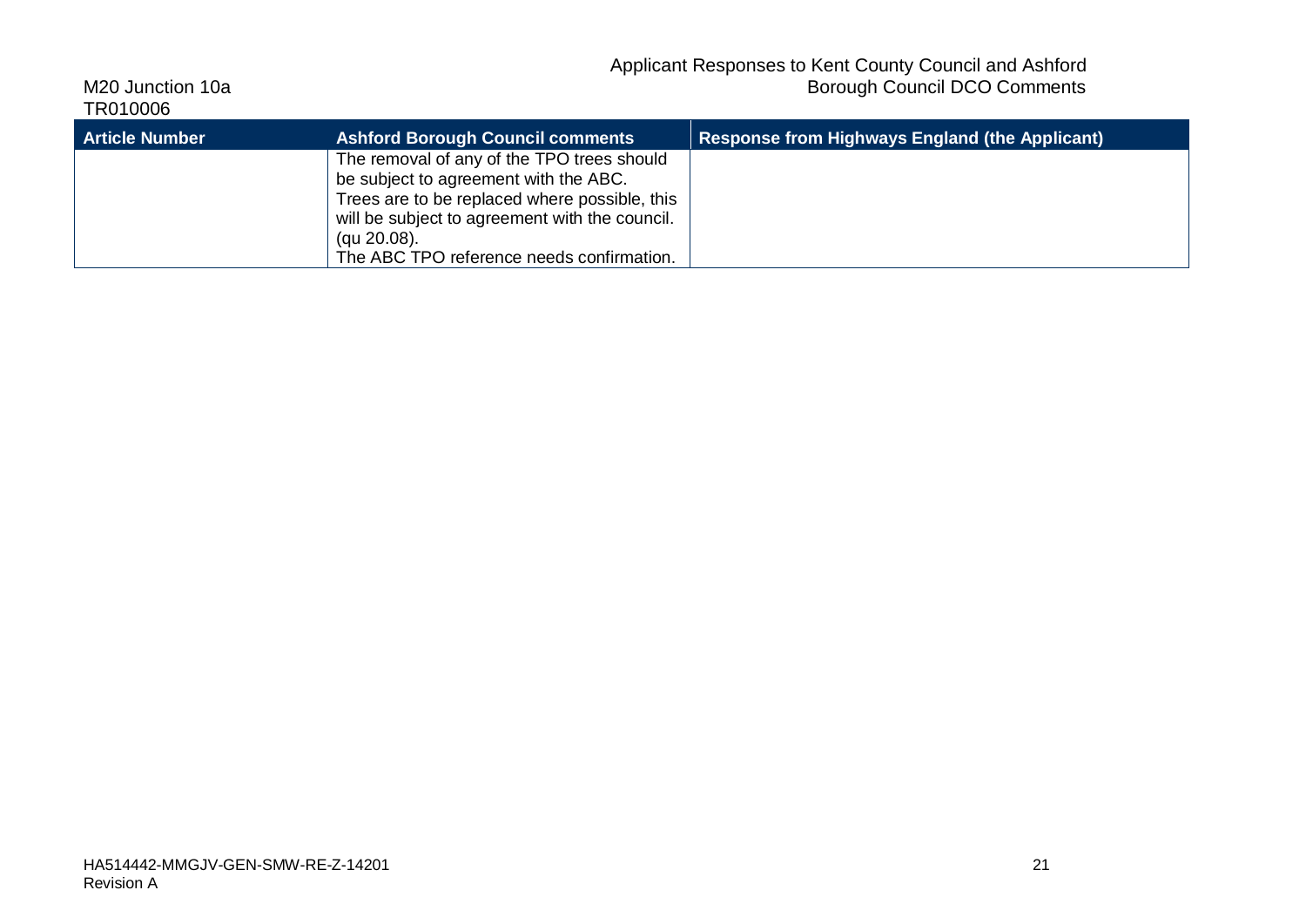| Article Number | Ashford Borough Council comments | Response from Highways England (the Applicant) |
| --- | --- | --- |
| | The removal of any of the TPO trees should be subject to agreement with the ABC.<br>Trees are to be replaced where possible, this will be subject to agreement with the council. (qu 20.08).<br>The ABC TPO reference needs confirmation. | |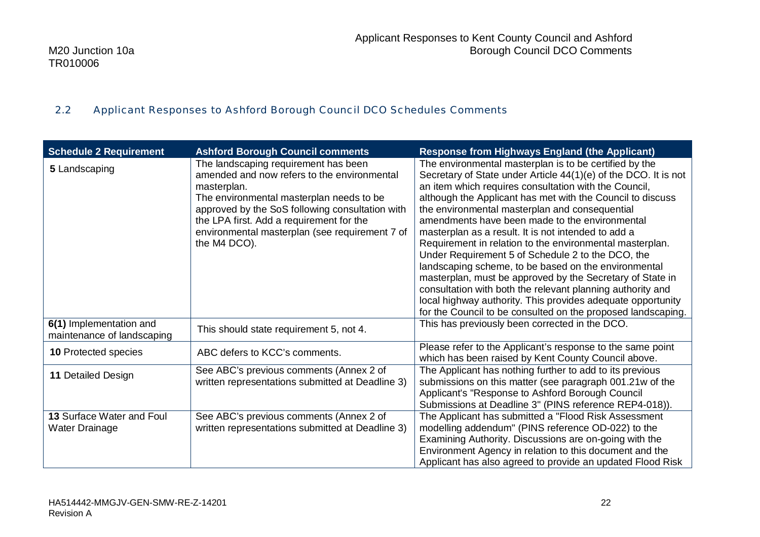## 2.2 Applicant Responses to Ashford Borough Council DCO Schedules Comments

| Schedule 2 Requirement | Ashford Borough Council comments | Response from Highways England (the Applicant) |
|---|---|---|
| **5** Landscaping | The landscaping requirement has been amended and now refers to the environmental masterplan. The environmental masterplan needs to be approved by the SoS following consultation with the LPA first. Add a requirement for the environmental masterplan (see requirement 7 of the M4 DCO). | The environmental masterplan is to be certified by the Secretary of State under Article 44(1)(e) of the DCO. It is not an item which requires consultation with the Council, although the Applicant has met with the Council to discuss the environmental masterplan and consequential amendments have been made to the environmental masterplan as a result. It is not intended to add a Requirement in relation to the environmental masterplan. Under Requirement 5 of Schedule 2 to the DCO, the landscaping scheme, to be based on the environmental masterplan, must be approved by the Secretary of State in consultation with both the relevant planning authority and local highway authority. This provides adequate opportunity for the Council to be consulted on the proposed landscaping. |
| **6(1)** Implementation and maintenance of landscaping | This should state requirement 5, not 4. | This has previously been corrected in the DCO. |
| **10** Protected species | ABC defers to KCC's comments. | Please refer to the Applicant's response to the same point which has been raised by Kent County Council above. |
| **11** Detailed Design | See ABC's previous comments (Annex 2 of written representations submitted at Deadline 3) | The Applicant has nothing further to add to its previous submissions on this matter (see paragraph 001.21w of the Applicant's "Response to Ashford Borough Council Submissions at Deadline 3" (PINS reference REP4-018)). |
| **13** Surface Water and Foul Water Drainage | See ABC's previous comments (Annex 2 of written representations submitted at Deadline 3) | The Applicant has submitted a "Flood Risk Assessment modelling addendum" (PINS reference OD-022) to the Examining Authority. Discussions are on-going with the Environment Agency in relation to this document and the Applicant has also agreed to provide an updated Flood Risk |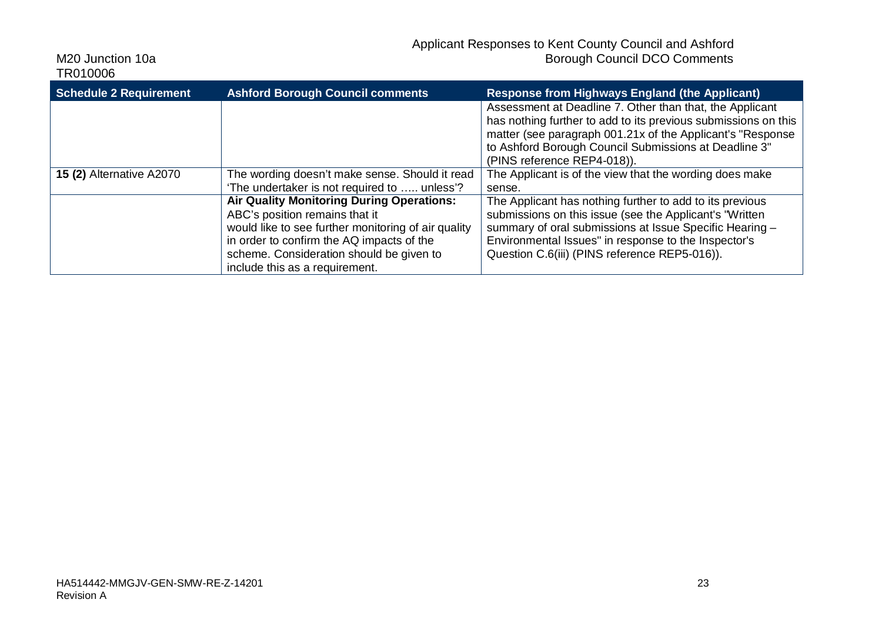| Schedule 2 Requirement | Ashford Borough Council comments | Response from Highways England (the Applicant) |
|---|---|---|
| | | Assessment at Deadline 7. Other than that, the Applicant has nothing further to add to its previous submissions on this matter (see paragraph 001.21x of the Applicant's "Response to Ashford Borough Council Submissions at Deadline 3" (PINS reference REP4-018)). |
| **15 (2)** Alternative A2070 | The wording doesn't make sense. Should it read 'The undertaker is not required to ….. unless'? | The Applicant is of the view that the wording does make sense. |
| | **Air Quality Monitoring During Operations:** ABC's position remains that it would like to see further monitoring of air quality in order to confirm the AQ impacts of the scheme. Consideration should be given to include this as a requirement. | The Applicant has nothing further to add to its previous submissions on this issue (see the Applicant's "Written summary of oral submissions at Issue Specific Hearing – Environmental Issues" in response to the Inspector's Question C.6(iii) (PINS reference REP5-016)). |